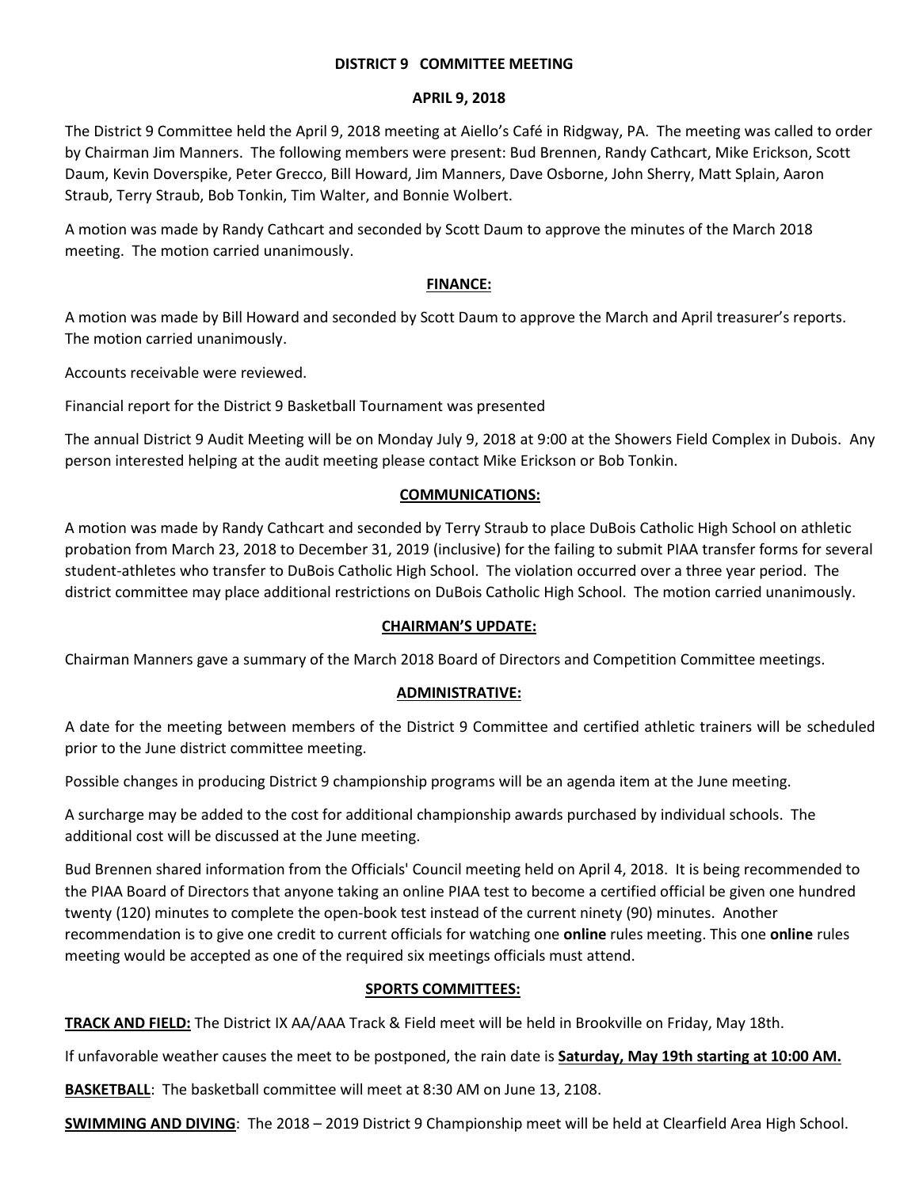# DISTRICT 9 COMMITTEE MEETING

## APRIL 9, 2018

The District 9 Committee held the April 9, 2018 meeting at Aiello's Café in Ridgway, PA. The meeting was called to order by Chairman Jim Manners. The following members were present: Bud Brennen, Randy Cathcart, Mike Erickson, Scott Daum, Kevin Doverspike, Peter Grecco, Bill Howard, Jim Manners, Dave Osborne, John Sherry, Matt Splain, Aaron Straub, Terry Straub, Bob Tonkin, Tim Walter, and Bonnie Wolbert.

A motion was made by Randy Cathcart and seconded by Scott Daum to approve the minutes of the March 2018 meeting. The motion carried unanimously.

### FINANCE:

A motion was made by Bill Howard and seconded by Scott Daum to approve the March and April treasurer's reports. The motion carried unanimously.

Accounts receivable were reviewed.

Financial report for the District 9 Basketball Tournament was presented

The annual District 9 Audit Meeting will be on Monday July 9, 2018 at 9:00 at the Showers Field Complex in Dubois. Any person interested helping at the audit meeting please contact Mike Erickson or Bob Tonkin.

### COMMUNICATIONS:

A motion was made by Randy Cathcart and seconded by Terry Straub to place DuBois Catholic High School on athletic probation from March 23, 2018 to December 31, 2019 (inclusive) for the failing to submit PIAA transfer forms for several student-athletes who transfer to DuBois Catholic High School. The violation occurred over a three year period. The district committee may place additional restrictions on DuBois Catholic High School. The motion carried unanimously.

### CHAIRMAN'S UPDATE:

Chairman Manners gave a summary of the March 2018 Board of Directors and Competition Committee meetings.

### ADMINISTRATIVE:

A date for the meeting between members of the District 9 Committee and certified athletic trainers will be scheduled prior to the June district committee meeting.

Possible changes in producing District 9 championship programs will be an agenda item at the June meeting.

A surcharge may be added to the cost for additional championship awards purchased by individual schools. The additional cost will be discussed at the June meeting.

Bud Brennen shared information from the Officials' Council meeting held on April 4, 2018. It is being recommended to the PIAA Board of Directors that anyone taking an online PIAA test to become a certified official be given one hundred twenty (120) minutes to complete the open-book test instead of the current ninety (90) minutes. Another recommendation is to give one credit to current officials for watching one **online** rules meeting. This one **online** rules meeting would be accepted as one of the required six meetings officials must attend.

### SPORTS COMMITTEES:

**TRACK AND FIELD:** The District IX AA/AAA Track & Field meet will be held in Brookville on Friday, May 18th.

If unfavorable weather causes the meet to be postponed, the rain date is **Saturday, May 19th starting at 10:00 AM.**

**BASKETBALL**: The basketball committee will meet at 8:30 AM on June 13, 2108.

**SWIMMING AND DIVING**: The 2018 – 2019 District 9 Championship meet will be held at Clearfield Area High School.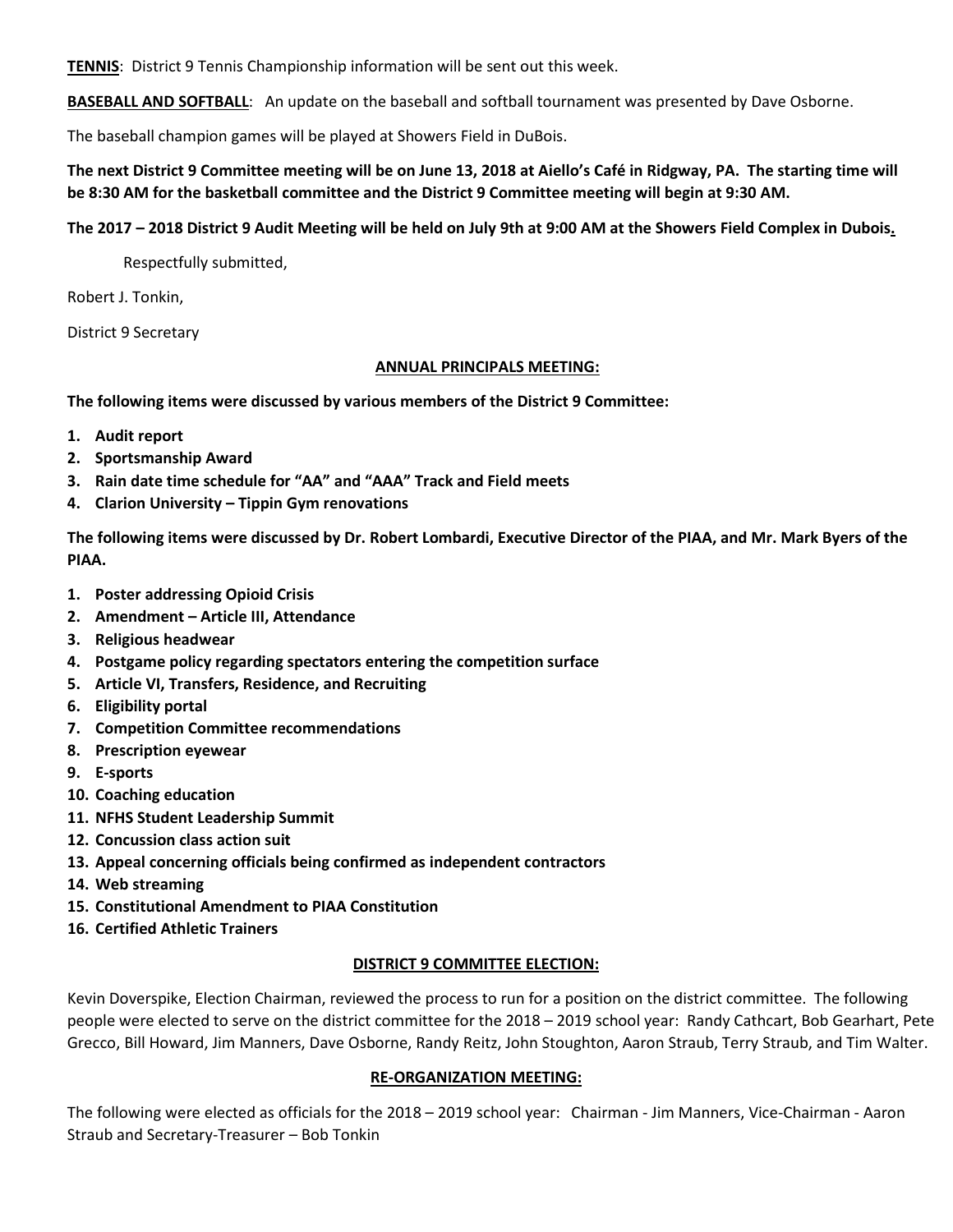**TENNIS**: District 9 Tennis Championship information will be sent out this week.

**BASEBALL AND SOFTBALL**: An update on the baseball and softball tournament was presented by Dave Osborne.

The baseball champion games will be played at Showers Field in DuBois.

**The next District 9 Committee meeting will be on June 13, 2018 at Aiello's Café in Ridgway, PA. The starting time will be 8:30 AM for the basketball committee and the District 9 Committee meeting will begin at 9:30 AM.**

**The 2017 – 2018 District 9 Audit Meeting will be held on July 9th at 9:00 AM at the Showers Field Complex in Dubois.**

Respectfully submitted,

Robert J. Tonkin,

District 9 Secretary

**ANNUAL PRINCIPALS MEETING:**

**The following items were discussed by various members of the District 9 Committee:**

1. **Audit report**
2. **Sportsmanship Award**
3. **Rain date time schedule for "AA" and "AAA" Track and Field meets**
4. **Clarion University – Tippin Gym renovations**

**The following items were discussed by Dr. Robert Lombardi, Executive Director of the PIAA, and Mr. Mark Byers of the PIAA.**

1. **Poster addressing Opioid Crisis**
2. **Amendment – Article III, Attendance**
3. **Religious headwear**
4. **Postgame policy regarding spectators entering the competition surface**
5. **Article VI, Transfers, Residence, and Recruiting**
6. **Eligibility portal**
7. **Competition Committee recommendations**
8. **Prescription eyewear**
9. **E-sports**
10. **Coaching education**
11. **NFHS Student Leadership Summit**
12. **Concussion class action suit**
13. **Appeal concerning officials being confirmed as independent contractors**
14. **Web streaming**
15. **Constitutional Amendment to PIAA Constitution**
16. **Certified Athletic Trainers**

**DISTRICT 9 COMMITTEE ELECTION:**

Kevin Doverspike, Election Chairman, reviewed the process to run for a position on the district committee. The following people were elected to serve on the district committee for the 2018 – 2019 school year: Randy Cathcart, Bob Gearhart, Pete Grecco, Bill Howard, Jim Manners, Dave Osborne, Randy Reitz, John Stoughton, Aaron Straub, Terry Straub, and Tim Walter.

**RE-ORGANIZATION MEETING:**

The following were elected as officials for the 2018 – 2019 school year: Chairman - Jim Manners, Vice-Chairman - Aaron Straub and Secretary-Treasurer – Bob Tonkin